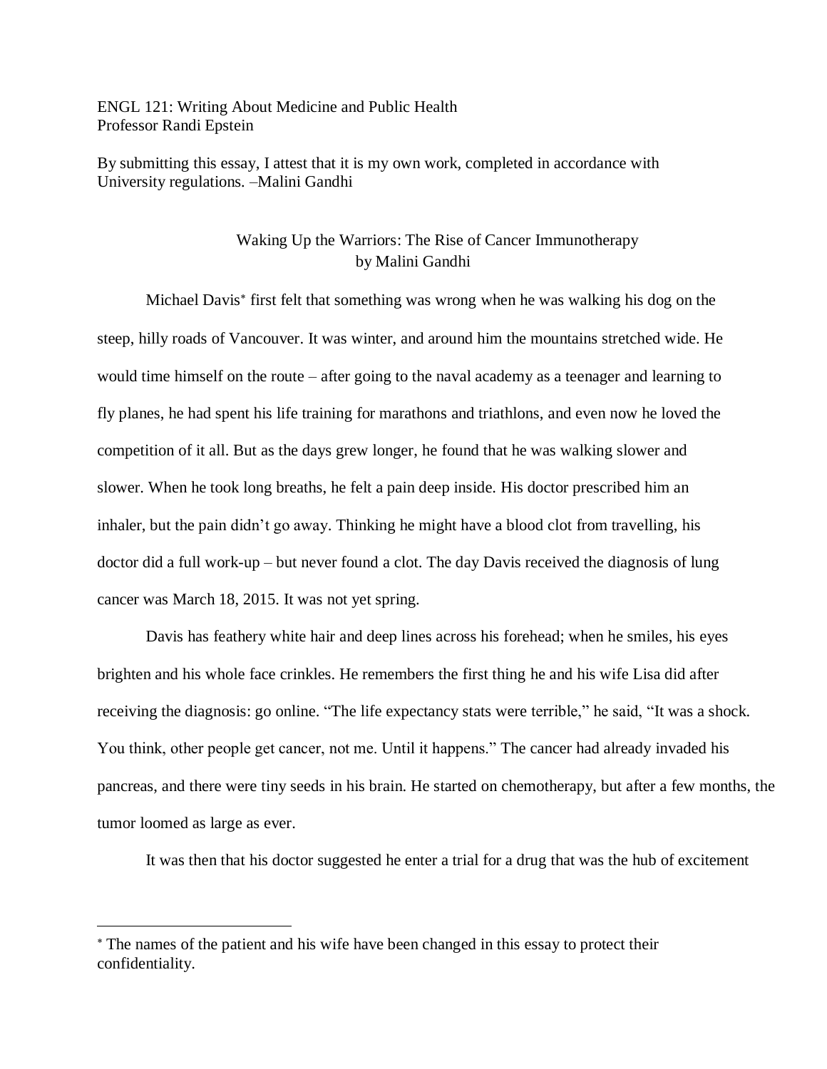ENGL 121: Writing About Medicine and Public Health
Professor Randi Epstein

By submitting this essay, I attest that it is my own work, completed in accordance with University regulations. –Malini Gandhi

# Waking Up the Warriors: The Rise of Cancer Immunotherapy
by Malini Gandhi

Michael Davis* first felt that something was wrong when he was walking his dog on the steep, hilly roads of Vancouver. It was winter, and around him the mountains stretched wide. He would time himself on the route – after going to the naval academy as a teenager and learning to fly planes, he had spent his life training for marathons and triathlons, and even now he loved the competition of it all. But as the days grew longer, he found that he was walking slower and slower. When he took long breaths, he felt a pain deep inside. His doctor prescribed him an inhaler, but the pain didn't go away. Thinking he might have a blood clot from travelling, his doctor did a full work-up – but never found a clot. The day Davis received the diagnosis of lung cancer was March 18, 2015. It was not yet spring.

Davis has feathery white hair and deep lines across his forehead; when he smiles, his eyes brighten and his whole face crinkles. He remembers the first thing he and his wife Lisa did after receiving the diagnosis: go online. "The life expectancy stats were terrible," he said, "It was a shock. You think, other people get cancer, not me. Until it happens." The cancer had already invaded his pancreas, and there were tiny seeds in his brain. He started on chemotherapy, but after a few months, the tumor loomed as large as ever.

It was then that his doctor suggested he enter a trial for a drug that was the hub of excitement

---

* The names of the patient and his wife have been changed in this essay to protect their confidentiality.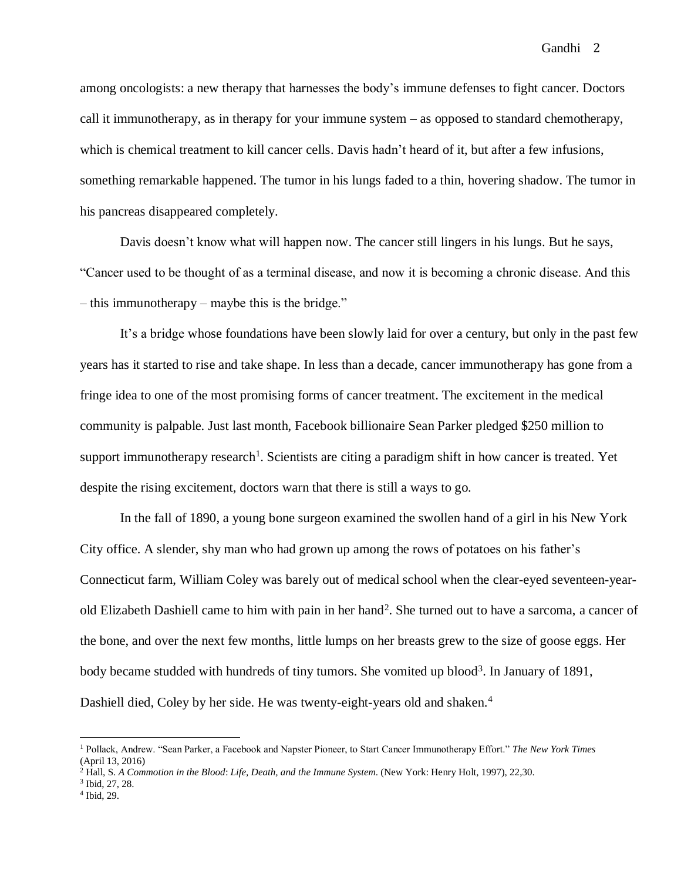among oncologists: a new therapy that harnesses the body's immune defenses to fight cancer. Doctors call it immunotherapy, as in therapy for your immune system – as opposed to standard chemotherapy, which is chemical treatment to kill cancer cells. Davis hadn't heard of it, but after a few infusions, something remarkable happened. The tumor in his lungs faded to a thin, hovering shadow. The tumor in his pancreas disappeared completely.

Davis doesn't know what will happen now. The cancer still lingers in his lungs. But he says, "Cancer used to be thought of as a terminal disease, and now it is becoming a chronic disease. And this – this immunotherapy – maybe this is the bridge."

It's a bridge whose foundations have been slowly laid for over a century, but only in the past few years has it started to rise and take shape. In less than a decade, cancer immunotherapy has gone from a fringe idea to one of the most promising forms of cancer treatment. The excitement in the medical community is palpable. Just last month, Facebook billionaire Sean Parker pledged $250 million to support immunotherapy research[1]. Scientists are citing a paradigm shift in how cancer is treated. Yet despite the rising excitement, doctors warn that there is still a ways to go.

In the fall of 1890, a young bone surgeon examined the swollen hand of a girl in his New York City office. A slender, shy man who had grown up among the rows of potatoes on his father's Connecticut farm, William Coley was barely out of medical school when the clear-eyed seventeen-year-old Elizabeth Dashiell came to him with pain in her hand[2]. She turned out to have a sarcoma, a cancer of the bone, and over the next few months, little lumps on her breasts grew to the size of goose eggs. Her body became studded with hundreds of tiny tumors. She vomited up blood[3]. In January of 1891, Dashiell died, Coley by her side. He was twenty-eight-years old and shaken.[4]

---

[1] Pollack, Andrew. "Sean Parker, a Facebook and Napster Pioneer, to Start Cancer Immunotherapy Effort." *The New York Times* (April 13, 2016)

[2] Hall, S. *A Commotion in the Blood: Life, Death, and the Immune System*. (New York: Henry Holt, 1997), 22,30.

[3] Ibid, 27, 28.

[4] Ibid, 29.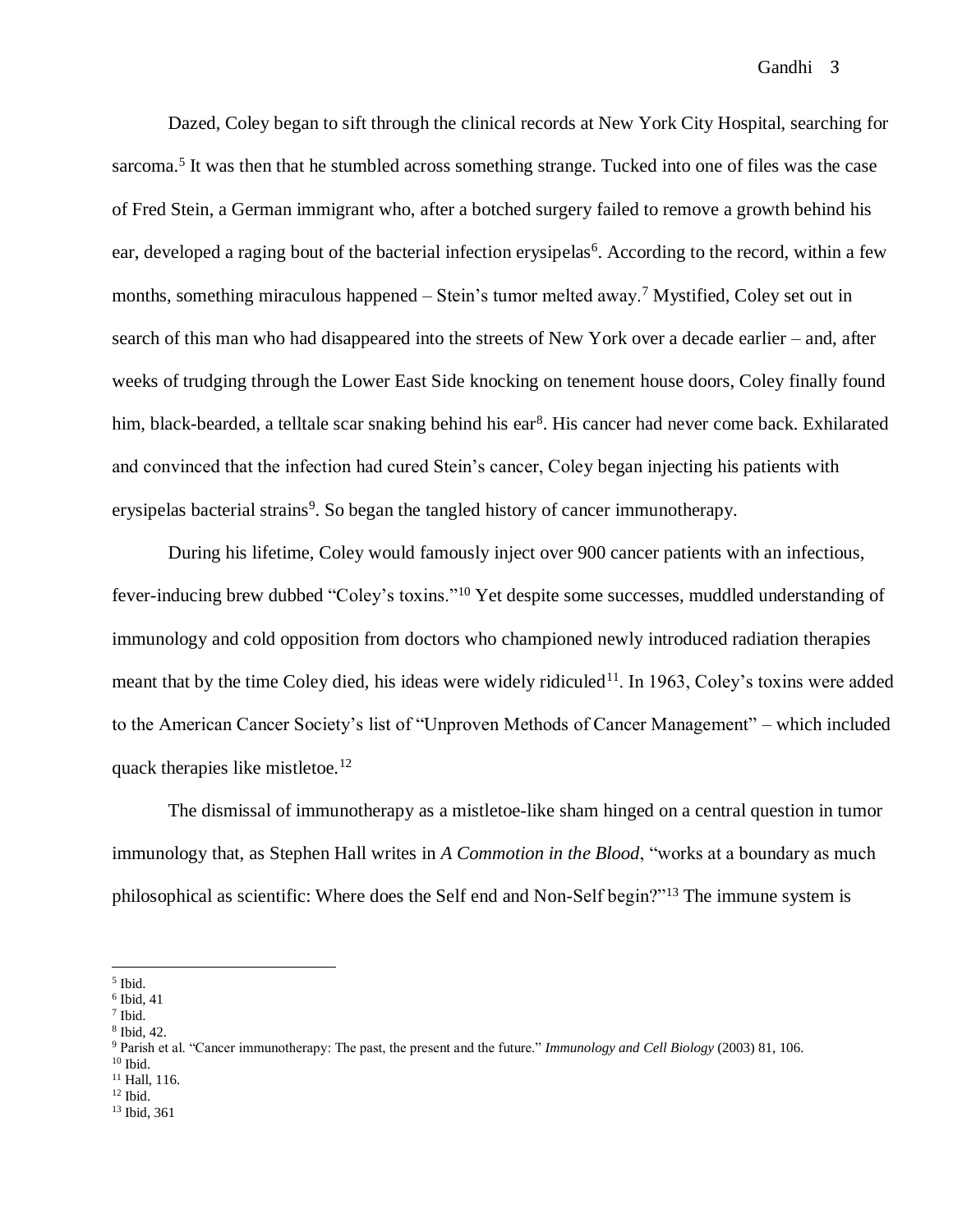Dazed, Coley began to sift through the clinical records at New York City Hospital, searching for sarcoma.[5] It was then that he stumbled across something strange. Tucked into one of files was the case of Fred Stein, a German immigrant who, after a botched surgery failed to remove a growth behind his ear, developed a raging bout of the bacterial infection erysipelas[6]. According to the record, within a few months, something miraculous happened – Stein's tumor melted away.[7] Mystified, Coley set out in search of this man who had disappeared into the streets of New York over a decade earlier – and, after weeks of trudging through the Lower East Side knocking on tenement house doors, Coley finally found him, black-bearded, a telltale scar snaking behind his ear[8]. His cancer had never come back. Exhilarated and convinced that the infection had cured Stein's cancer, Coley began injecting his patients with erysipelas bacterial strains[9]. So began the tangled history of cancer immunotherapy.

During his lifetime, Coley would famously inject over 900 cancer patients with an infectious, fever-inducing brew dubbed "Coley's toxins."[10] Yet despite some successes, muddled understanding of immunology and cold opposition from doctors who championed newly introduced radiation therapies meant that by the time Coley died, his ideas were widely ridiculed[11]. In 1963, Coley's toxins were added to the American Cancer Society's list of "Unproven Methods of Cancer Management" – which included quack therapies like mistletoe.[12]

The dismissal of immunotherapy as a mistletoe-like sham hinged on a central question in tumor immunology that, as Stephen Hall writes in *A Commotion in the Blood*, "works at a boundary as much philosophical as scientific: Where does the Self end and Non-Self begin?"[13] The immune system is

---

[5] Ibid.
[6] Ibid, 41
[7] Ibid.
[8] Ibid, 42.
[9] Parish et al. "Cancer immunotherapy: The past, the present and the future." *Immunology and Cell Biology* (2003) 81, 106.
[10] Ibid.
[11] Hall, 116.
[12] Ibid.
[13] Ibid, 361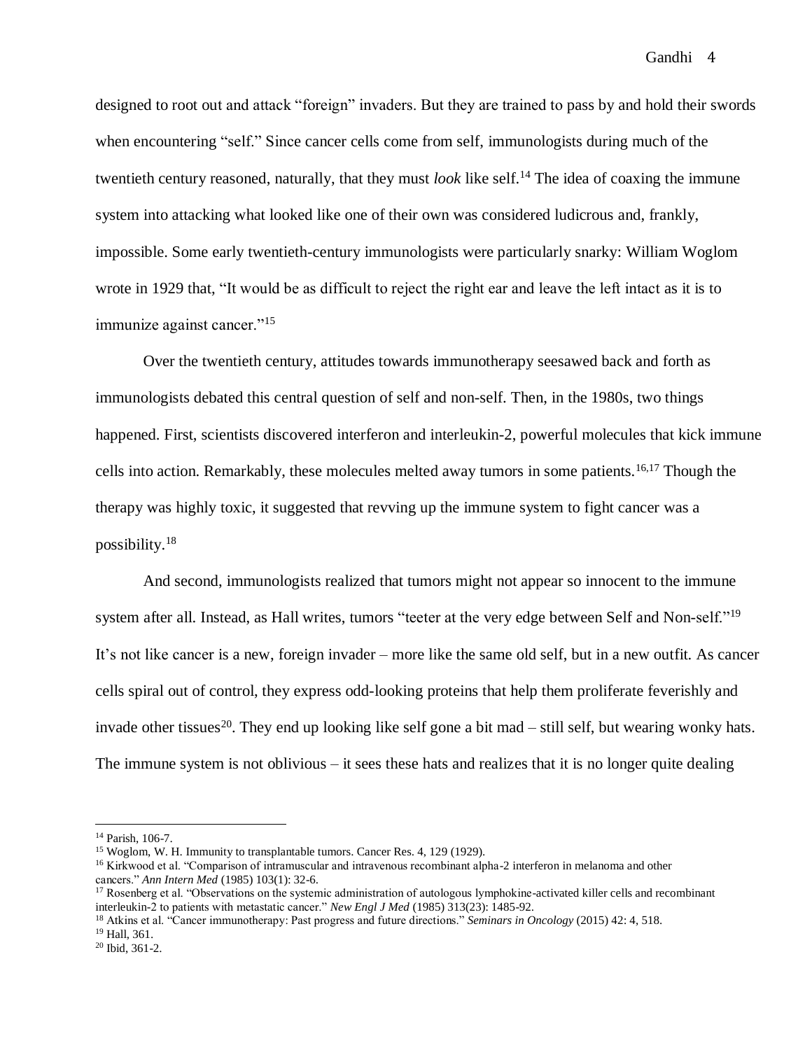designed to root out and attack "foreign" invaders. But they are trained to pass by and hold their swords when encountering "self." Since cancer cells come from self, immunologists during much of the twentieth century reasoned, naturally, that they must *look* like self.[14] The idea of coaxing the immune system into attacking what looked like one of their own was considered ludicrous and, frankly, impossible. Some early twentieth-century immunologists were particularly snarky: William Woglom wrote in 1929 that, "It would be as difficult to reject the right ear and leave the left intact as it is to immunize against cancer."[15]

Over the twentieth century, attitudes towards immunotherapy seesawed back and forth as immunologists debated this central question of self and non-self. Then, in the 1980s, two things happened. First, scientists discovered interferon and interleukin-2, powerful molecules that kick immune cells into action. Remarkably, these molecules melted away tumors in some patients.[16,17] Though the therapy was highly toxic, it suggested that revving up the immune system to fight cancer was a possibility.[18]

And second, immunologists realized that tumors might not appear so innocent to the immune system after all. Instead, as Hall writes, tumors "teeter at the very edge between Self and Non-self."[19] It's not like cancer is a new, foreign invader – more like the same old self, but in a new outfit. As cancer cells spiral out of control, they express odd-looking proteins that help them proliferate feverishly and invade other tissues[20]. They end up looking like self gone a bit mad – still self, but wearing wonky hats. The immune system is not oblivious – it sees these hats and realizes that it is no longer quite dealing

---

[14] Parish, 106-7.

[15] Woglom, W. H. Immunity to transplantable tumors. Cancer Res. 4, 129 (1929).

[16] Kirkwood et al. "Comparison of intramuscular and intravenous recombinant alpha-2 interferon in melanoma and other cancers." *Ann Intern Med* (1985) 103(1): 32-6.

[17] Rosenberg et al. "Observations on the systemic administration of autologous lymphokine-activated killer cells and recombinant interleukin-2 to patients with metastatic cancer." *New Engl J Med* (1985) 313(23): 1485-92.

[18] Atkins et al. "Cancer immunotherapy: Past progress and future directions." *Seminars in Oncology* (2015) 42: 4, 518.

[19] Hall, 361.

[20] Ibid, 361-2.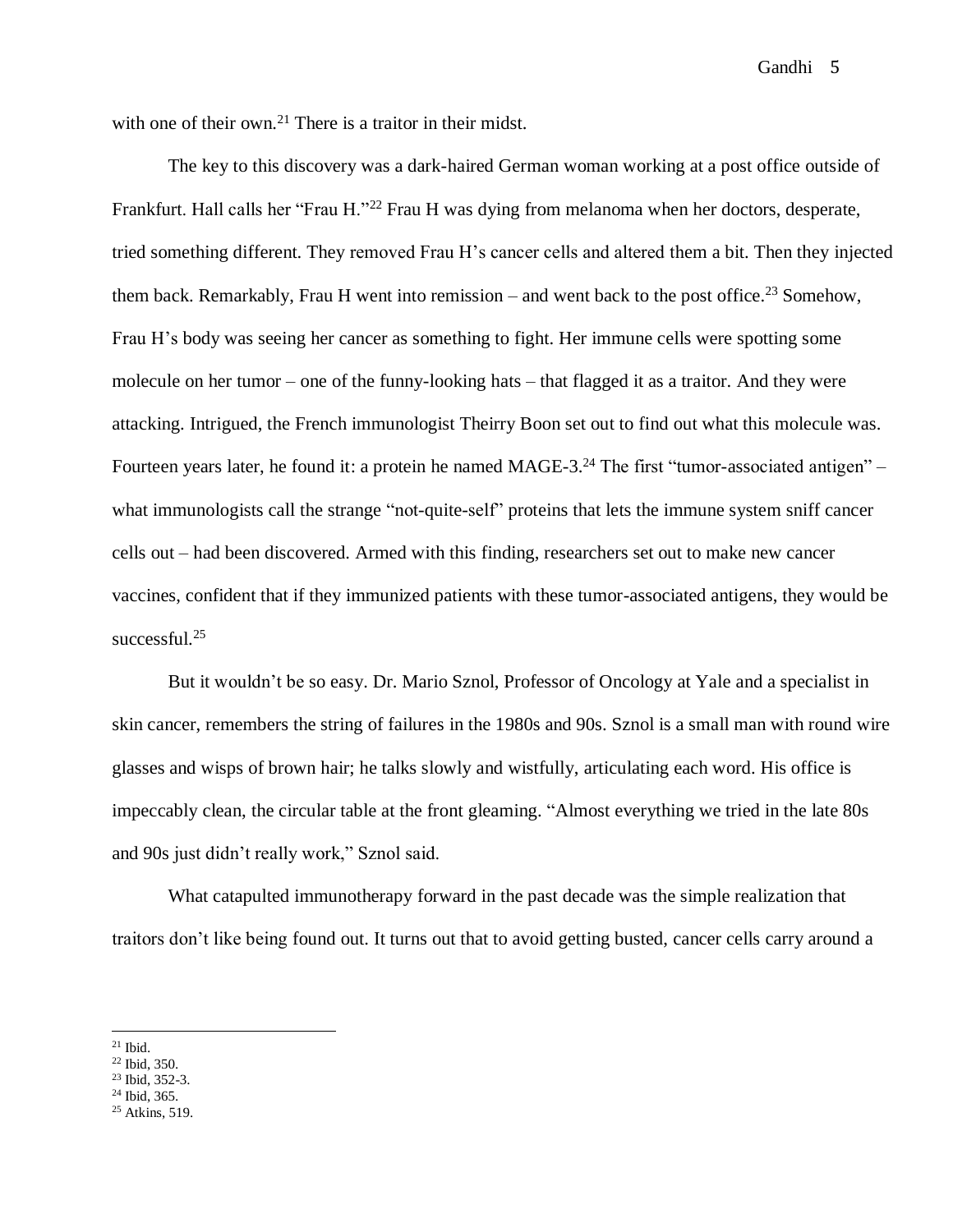with one of their own.[21] There is a traitor in their midst.

The key to this discovery was a dark-haired German woman working at a post office outside of Frankfurt. Hall calls her "Frau H."[22] Frau H was dying from melanoma when her doctors, desperate, tried something different. They removed Frau H's cancer cells and altered them a bit. Then they injected them back. Remarkably, Frau H went into remission – and went back to the post office.[23] Somehow, Frau H's body was seeing her cancer as something to fight. Her immune cells were spotting some molecule on her tumor – one of the funny-looking hats – that flagged it as a traitor. And they were attacking. Intrigued, the French immunologist Theirry Boon set out to find out what this molecule was. Fourteen years later, he found it: a protein he named MAGE-3.[24] The first "tumor-associated antigen" – what immunologists call the strange "not-quite-self" proteins that lets the immune system sniff cancer cells out – had been discovered. Armed with this finding, researchers set out to make new cancer vaccines, confident that if they immunized patients with these tumor-associated antigens, they would be successful.[25]

But it wouldn't be so easy. Dr. Mario Sznol, Professor of Oncology at Yale and a specialist in skin cancer, remembers the string of failures in the 1980s and 90s. Sznol is a small man with round wire glasses and wisps of brown hair; he talks slowly and wistfully, articulating each word. His office is impeccably clean, the circular table at the front gleaming. "Almost everything we tried in the late 80s and 90s just didn't really work," Sznol said.

What catapulted immunotherapy forward in the past decade was the simple realization that traitors don't like being found out. It turns out that to avoid getting busted, cancer cells carry around a

---

[21] Ibid.
[22] Ibid, 350.
[23] Ibid, 352-3.
[24] Ibid, 365.
[25] Atkins, 519.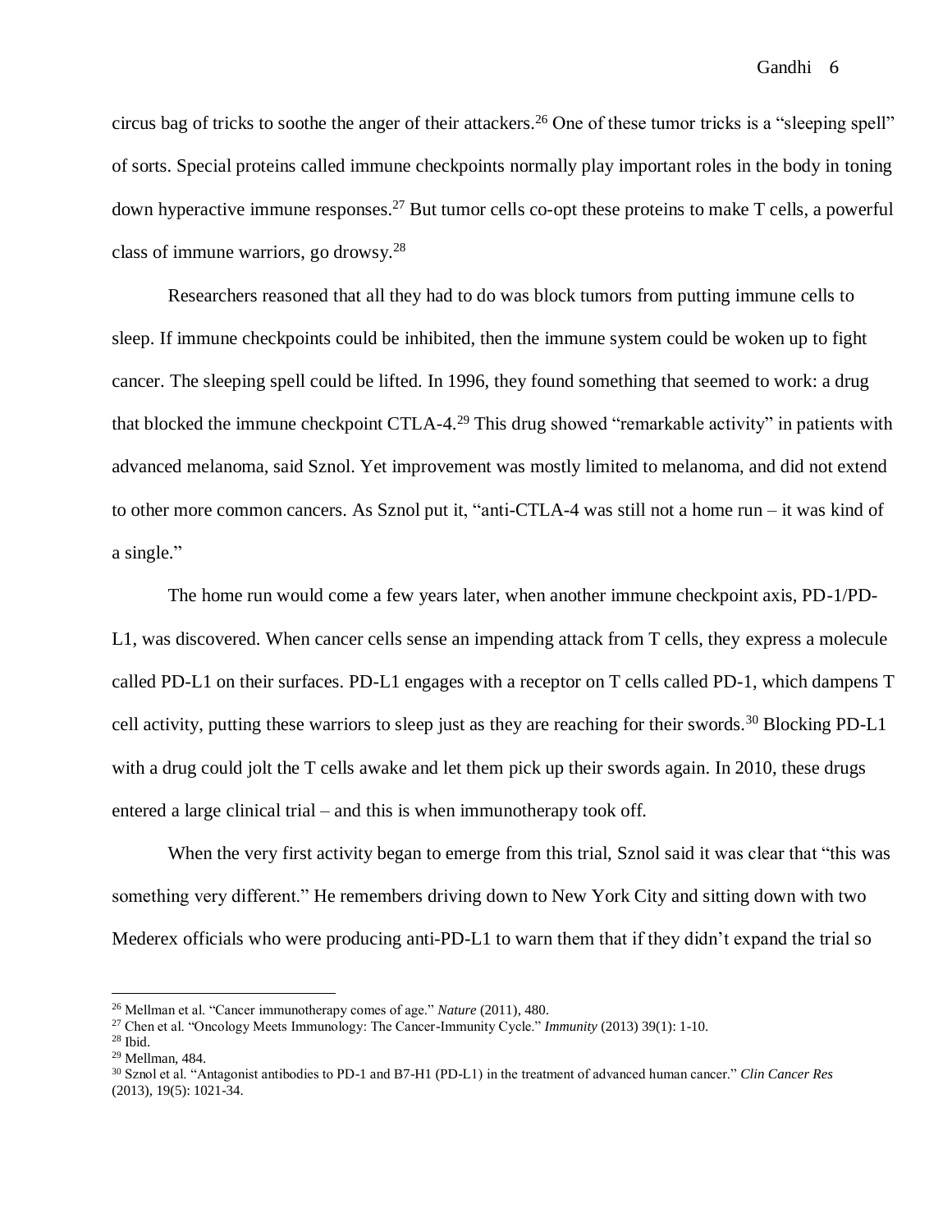circus bag of tricks to soothe the anger of their attackers.[26] One of these tumor tricks is a "sleeping spell" of sorts. Special proteins called immune checkpoints normally play important roles in the body in toning down hyperactive immune responses.[27] But tumor cells co-opt these proteins to make T cells, a powerful class of immune warriors, go drowsy.[28]

Researchers reasoned that all they had to do was block tumors from putting immune cells to sleep. If immune checkpoints could be inhibited, then the immune system could be woken up to fight cancer. The sleeping spell could be lifted. In 1996, they found something that seemed to work: a drug that blocked the immune checkpoint CTLA-4.[29] This drug showed "remarkable activity" in patients with advanced melanoma, said Sznol. Yet improvement was mostly limited to melanoma, and did not extend to other more common cancers. As Sznol put it, "anti-CTLA-4 was still not a home run – it was kind of a single."

The home run would come a few years later, when another immune checkpoint axis, PD-1/PD-L1, was discovered. When cancer cells sense an impending attack from T cells, they express a molecule called PD-L1 on their surfaces. PD-L1 engages with a receptor on T cells called PD-1, which dampens T cell activity, putting these warriors to sleep just as they are reaching for their swords.[30] Blocking PD-L1 with a drug could jolt the T cells awake and let them pick up their swords again. In 2010, these drugs entered a large clinical trial – and this is when immunotherapy took off.

When the very first activity began to emerge from this trial, Sznol said it was clear that "this was something very different." He remembers driving down to New York City and sitting down with two Mederex officials who were producing anti-PD-L1 to warn them that if they didn't expand the trial so

---

[26] Mellman et al. "Cancer immunotherapy comes of age." *Nature* (2011), 480.

[27] Chen et al. "Oncology Meets Immunology: The Cancer-Immunity Cycle." *Immunity* (2013) 39(1): 1-10.

[28] Ibid.

[29] Mellman, 484.

[30] Sznol et al. "Antagonist antibodies to PD-1 and B7-H1 (PD-L1) in the treatment of advanced human cancer." *Clin Cancer Res* (2013), 19(5): 1021-34.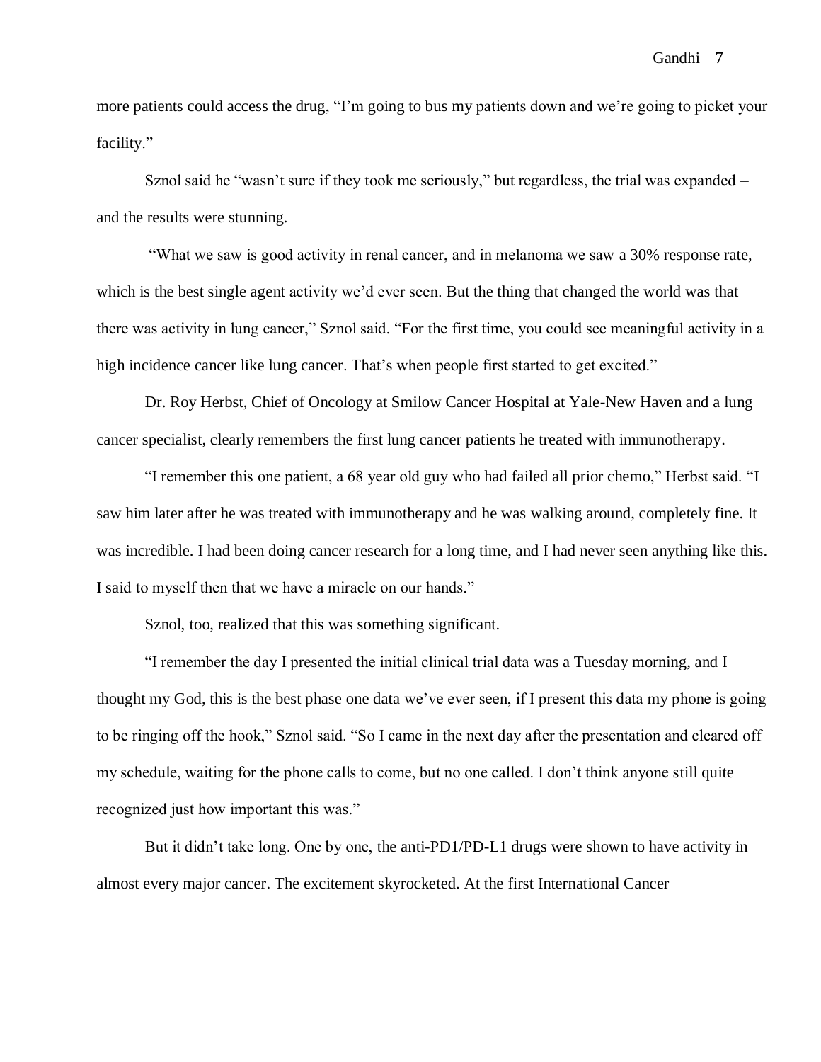more patients could access the drug, "I'm going to bus my patients down and we're going to picket your facility."

Sznol said he "wasn't sure if they took me seriously," but regardless, the trial was expanded – and the results were stunning.

"What we saw is good activity in renal cancer, and in melanoma we saw a 30% response rate, which is the best single agent activity we'd ever seen. But the thing that changed the world was that there was activity in lung cancer," Sznol said. "For the first time, you could see meaningful activity in a high incidence cancer like lung cancer. That's when people first started to get excited."

Dr. Roy Herbst, Chief of Oncology at Smilow Cancer Hospital at Yale-New Haven and a lung cancer specialist, clearly remembers the first lung cancer patients he treated with immunotherapy.

"I remember this one patient, a 68 year old guy who had failed all prior chemo," Herbst said. "I saw him later after he was treated with immunotherapy and he was walking around, completely fine. It was incredible. I had been doing cancer research for a long time, and I had never seen anything like this. I said to myself then that we have a miracle on our hands."

Sznol, too, realized that this was something significant.

"I remember the day I presented the initial clinical trial data was a Tuesday morning, and I thought my God, this is the best phase one data we've ever seen, if I present this data my phone is going to be ringing off the hook," Sznol said. "So I came in the next day after the presentation and cleared off my schedule, waiting for the phone calls to come, but no one called. I don't think anyone still quite recognized just how important this was."

But it didn't take long. One by one, the anti-PD1/PD-L1 drugs were shown to have activity in almost every major cancer. The excitement skyrocketed. At the first International Cancer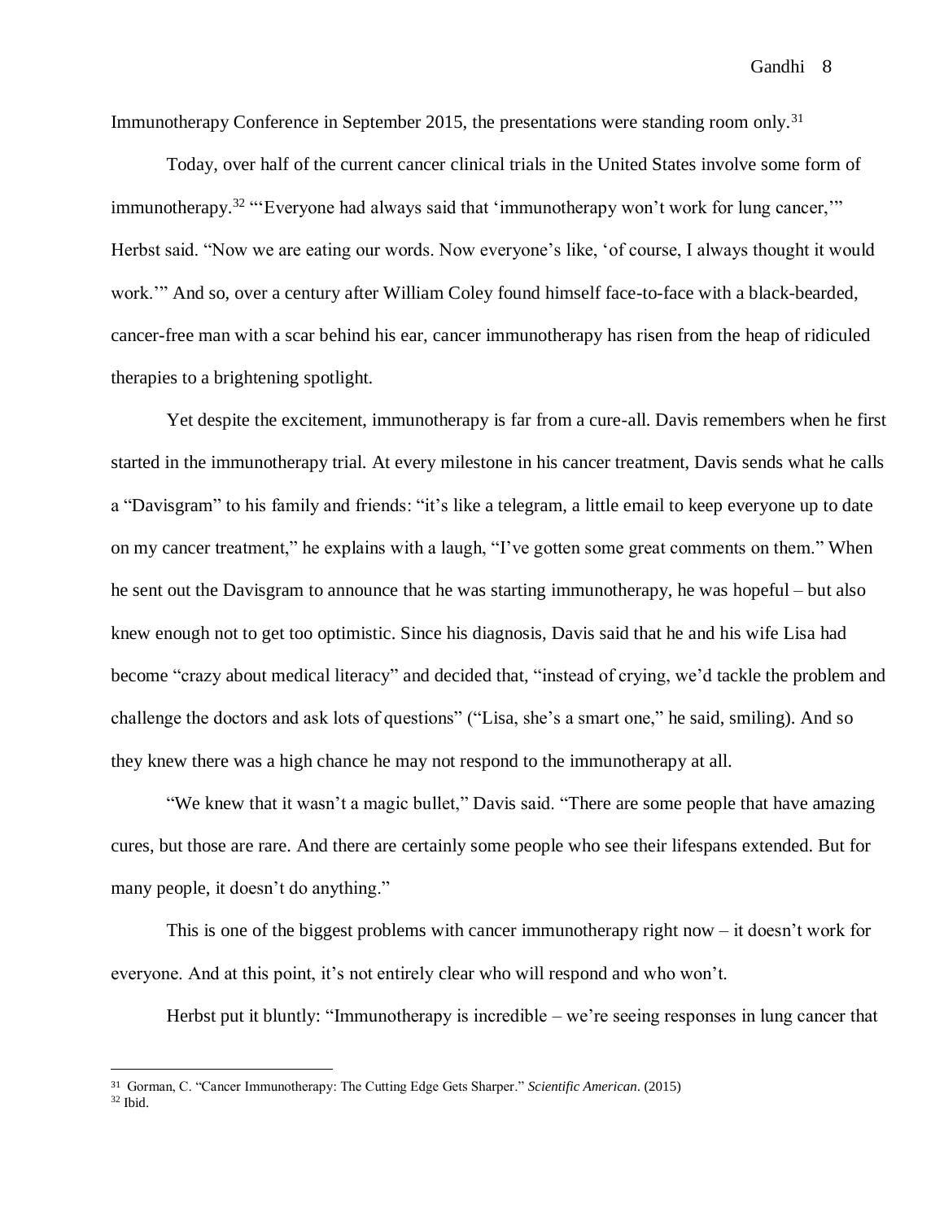Immunotherapy Conference in September 2015, the presentations were standing room only.[31]

Today, over half of the current cancer clinical trials in the United States involve some form of immunotherapy.[32] "'Everyone had always said that 'immunotherapy won't work for lung cancer,'" Herbst said. "Now we are eating our words. Now everyone's like, 'of course, I always thought it would work.'" And so, over a century after William Coley found himself face-to-face with a black-bearded, cancer-free man with a scar behind his ear, cancer immunotherapy has risen from the heap of ridiculed therapies to a brightening spotlight.

Yet despite the excitement, immunotherapy is far from a cure-all. Davis remembers when he first started in the immunotherapy trial. At every milestone in his cancer treatment, Davis sends what he calls a "Davisgram" to his family and friends: "it's like a telegram, a little email to keep everyone up to date on my cancer treatment," he explains with a laugh, "I've gotten some great comments on them." When he sent out the Davisgram to announce that he was starting immunotherapy, he was hopeful – but also knew enough not to get too optimistic. Since his diagnosis, Davis said that he and his wife Lisa had become "crazy about medical literacy" and decided that, "instead of crying, we'd tackle the problem and challenge the doctors and ask lots of questions" ("Lisa, she's a smart one," he said, smiling). And so they knew there was a high chance he may not respond to the immunotherapy at all.

"We knew that it wasn't a magic bullet," Davis said. "There are some people that have amazing cures, but those are rare. And there are certainly some people who see their lifespans extended. But for many people, it doesn't do anything."

This is one of the biggest problems with cancer immunotherapy right now – it doesn't work for everyone. And at this point, it's not entirely clear who will respond and who won't.

Herbst put it bluntly: "Immunotherapy is incredible – we're seeing responses in lung cancer that

---

[31] Gorman, C. "Cancer Immunotherapy: The Cutting Edge Gets Sharper." *Scientific American*. (2015)

[32] Ibid.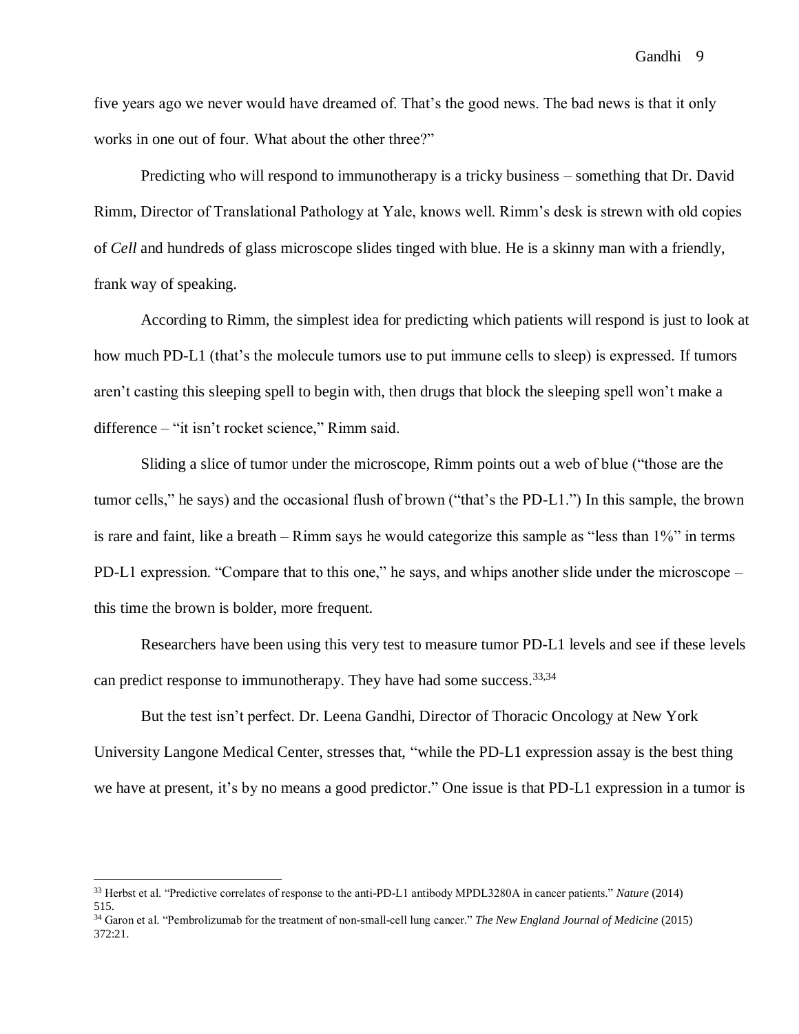five years ago we never would have dreamed of. That's the good news. The bad news is that it only works in one out of four. What about the other three?"

Predicting who will respond to immunotherapy is a tricky business – something that Dr. David Rimm, Director of Translational Pathology at Yale, knows well. Rimm's desk is strewn with old copies of *Cell* and hundreds of glass microscope slides tinged with blue. He is a skinny man with a friendly, frank way of speaking.

According to Rimm, the simplest idea for predicting which patients will respond is just to look at how much PD-L1 (that's the molecule tumors use to put immune cells to sleep) is expressed. If tumors aren't casting this sleeping spell to begin with, then drugs that block the sleeping spell won't make a difference – "it isn't rocket science," Rimm said.

Sliding a slice of tumor under the microscope, Rimm points out a web of blue ("those are the tumor cells," he says) and the occasional flush of brown ("that's the PD-L1.") In this sample, the brown is rare and faint, like a breath – Rimm says he would categorize this sample as "less than 1%" in terms PD-L1 expression. "Compare that to this one," he says, and whips another slide under the microscope – this time the brown is bolder, more frequent.

Researchers have been using this very test to measure tumor PD-L1 levels and see if these levels can predict response to immunotherapy. They have had some success.[33,34]

But the test isn't perfect. Dr. Leena Gandhi, Director of Thoracic Oncology at New York University Langone Medical Center, stresses that, "while the PD-L1 expression assay is the best thing we have at present, it's by no means a good predictor." One issue is that PD-L1 expression in a tumor is

---

[33] Herbst et al. "Predictive correlates of response to the anti-PD-L1 antibody MPDL3280A in cancer patients." *Nature* (2014) 515.

[34] Garon et al. "Pembrolizumab for the treatment of non-small-cell lung cancer." *The New England Journal of Medicine* (2015) 372:21.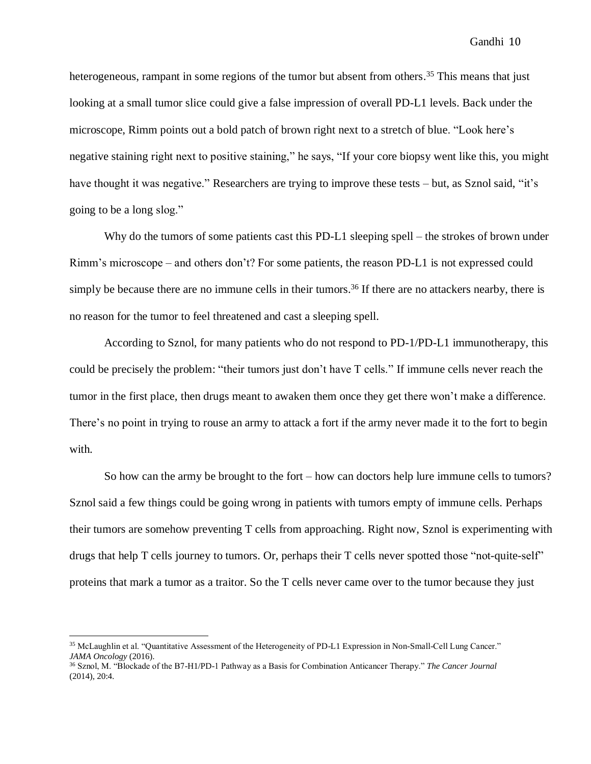heterogeneous, rampant in some regions of the tumor but absent from others.[35] This means that just looking at a small tumor slice could give a false impression of overall PD-L1 levels. Back under the microscope, Rimm points out a bold patch of brown right next to a stretch of blue. "Look here's negative staining right next to positive staining," he says, "If your core biopsy went like this, you might have thought it was negative." Researchers are trying to improve these tests – but, as Sznol said, "it's going to be a long slog."

Why do the tumors of some patients cast this PD-L1 sleeping spell – the strokes of brown under Rimm's microscope – and others don't? For some patients, the reason PD-L1 is not expressed could simply be because there are no immune cells in their tumors.[36] If there are no attackers nearby, there is no reason for the tumor to feel threatened and cast a sleeping spell.

According to Sznol, for many patients who do not respond to PD-1/PD-L1 immunotherapy, this could be precisely the problem: "their tumors just don't have T cells." If immune cells never reach the tumor in the first place, then drugs meant to awaken them once they get there won't make a difference. There's no point in trying to rouse an army to attack a fort if the army never made it to the fort to begin with.

So how can the army be brought to the fort – how can doctors help lure immune cells to tumors? Sznol said a few things could be going wrong in patients with tumors empty of immune cells. Perhaps their tumors are somehow preventing T cells from approaching. Right now, Sznol is experimenting with drugs that help T cells journey to tumors. Or, perhaps their T cells never spotted those "not-quite-self" proteins that mark a tumor as a traitor. So the T cells never came over to the tumor because they just

---

[35] McLaughlin et al. "Quantitative Assessment of the Heterogeneity of PD-L1 Expression in Non-Small-Cell Lung Cancer." *JAMA Oncology* (2016).

[36] Sznol, M. "Blockade of the B7-H1/PD-1 Pathway as a Basis for Combination Anticancer Therapy." *The Cancer Journal* (2014), 20:4.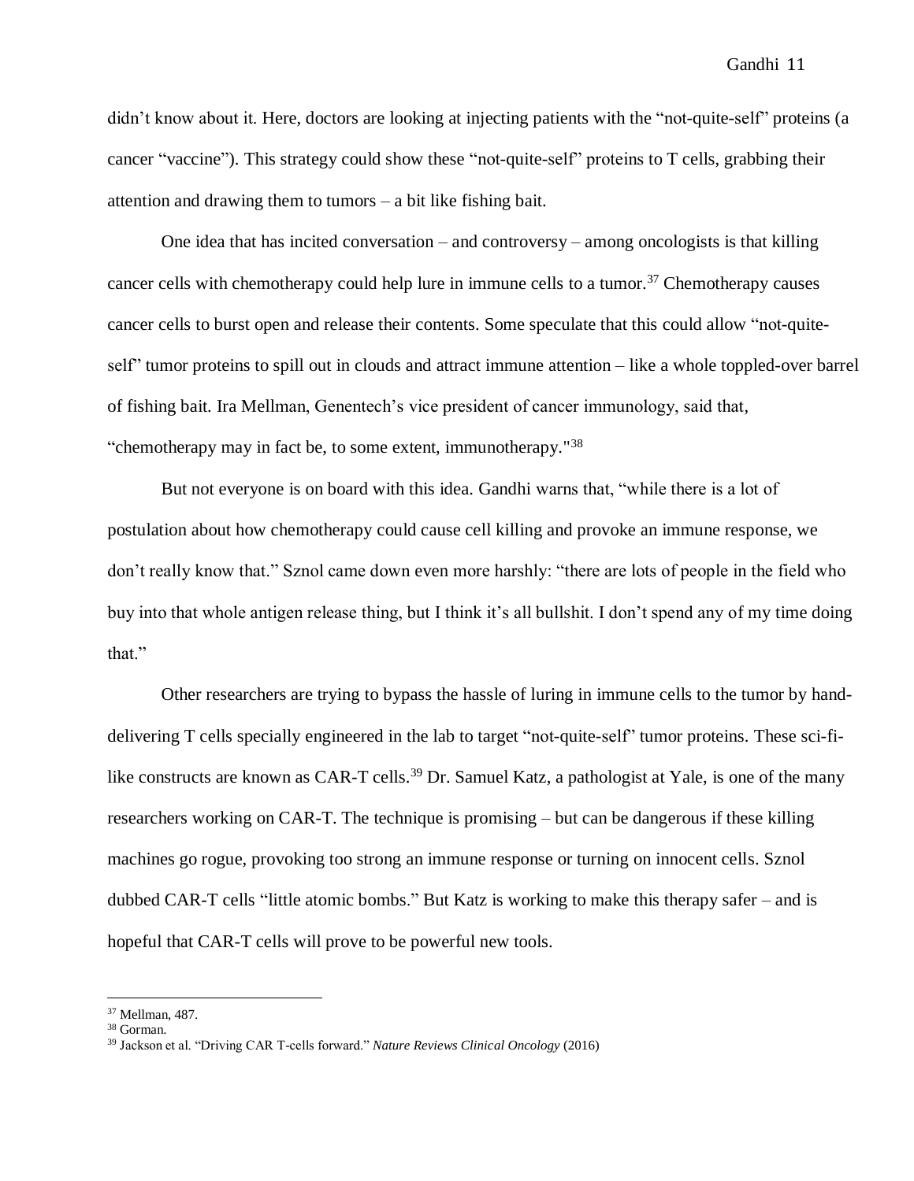didn't know about it. Here, doctors are looking at injecting patients with the "not-quite-self" proteins (a cancer "vaccine"). This strategy could show these "not-quite-self" proteins to T cells, grabbing their attention and drawing them to tumors – a bit like fishing bait.

One idea that has incited conversation – and controversy – among oncologists is that killing cancer cells with chemotherapy could help lure in immune cells to a tumor.[37] Chemotherapy causes cancer cells to burst open and release their contents. Some speculate that this could allow "not-quite-self" tumor proteins to spill out in clouds and attract immune attention – like a whole toppled-over barrel of fishing bait. Ira Mellman, Genentech's vice president of cancer immunology, said that, "chemotherapy may in fact be, to some extent, immunotherapy."[38]

But not everyone is on board with this idea. Gandhi warns that, "while there is a lot of postulation about how chemotherapy could cause cell killing and provoke an immune response, we don't really know that." Sznol came down even more harshly: "there are lots of people in the field who buy into that whole antigen release thing, but I think it's all bullshit. I don't spend any of my time doing that."

Other researchers are trying to bypass the hassle of luring in immune cells to the tumor by hand-delivering T cells specially engineered in the lab to target "not-quite-self" tumor proteins. These sci-fi-like constructs are known as CAR-T cells.[39] Dr. Samuel Katz, a pathologist at Yale, is one of the many researchers working on CAR-T. The technique is promising – but can be dangerous if these killing machines go rogue, provoking too strong an immune response or turning on innocent cells. Sznol dubbed CAR-T cells "little atomic bombs." But Katz is working to make this therapy safer – and is hopeful that CAR-T cells will prove to be powerful new tools.

---

[37] Mellman, 487.

[38] Gorman.

[39] Jackson et al. "Driving CAR T-cells forward." *Nature Reviews Clinical Oncology* (2016)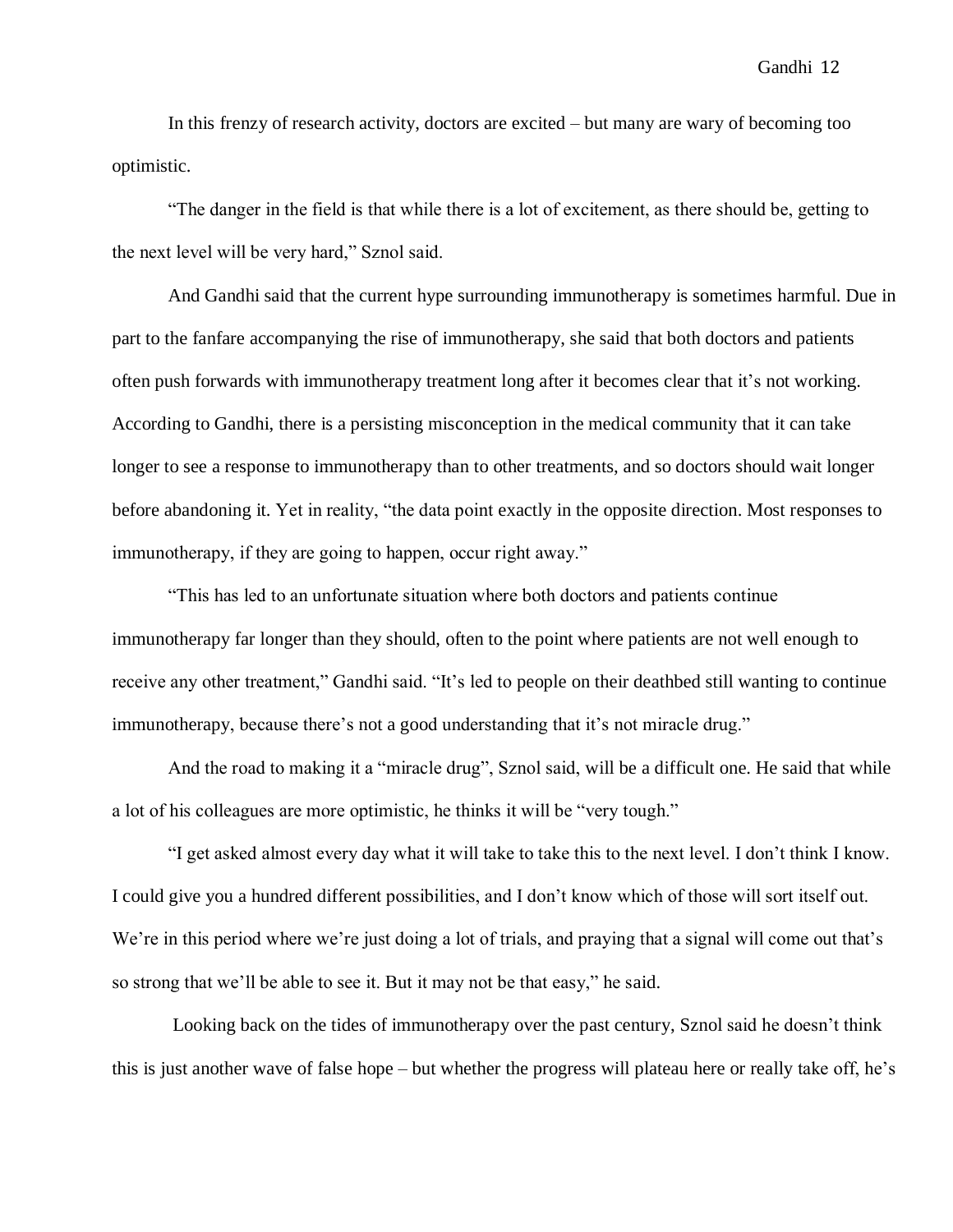In this frenzy of research activity, doctors are excited – but many are wary of becoming too optimistic.

"The danger in the field is that while there is a lot of excitement, as there should be, getting to the next level will be very hard," Sznol said.

And Gandhi said that the current hype surrounding immunotherapy is sometimes harmful. Due in part to the fanfare accompanying the rise of immunotherapy, she said that both doctors and patients often push forwards with immunotherapy treatment long after it becomes clear that it's not working. According to Gandhi, there is a persisting misconception in the medical community that it can take longer to see a response to immunotherapy than to other treatments, and so doctors should wait longer before abandoning it. Yet in reality, "the data point exactly in the opposite direction. Most responses to immunotherapy, if they are going to happen, occur right away."

"This has led to an unfortunate situation where both doctors and patients continue immunotherapy far longer than they should, often to the point where patients are not well enough to receive any other treatment," Gandhi said. "It's led to people on their deathbed still wanting to continue immunotherapy, because there's not a good understanding that it's not miracle drug."

And the road to making it a "miracle drug", Sznol said, will be a difficult one. He said that while a lot of his colleagues are more optimistic, he thinks it will be "very tough."

"I get asked almost every day what it will take to take this to the next level. I don't think I know. I could give you a hundred different possibilities, and I don't know which of those will sort itself out. We're in this period where we're just doing a lot of trials, and praying that a signal will come out that's so strong that we'll be able to see it. But it may not be that easy," he said.

Looking back on the tides of immunotherapy over the past century, Sznol said he doesn't think this is just another wave of false hope – but whether the progress will plateau here or really take off, he's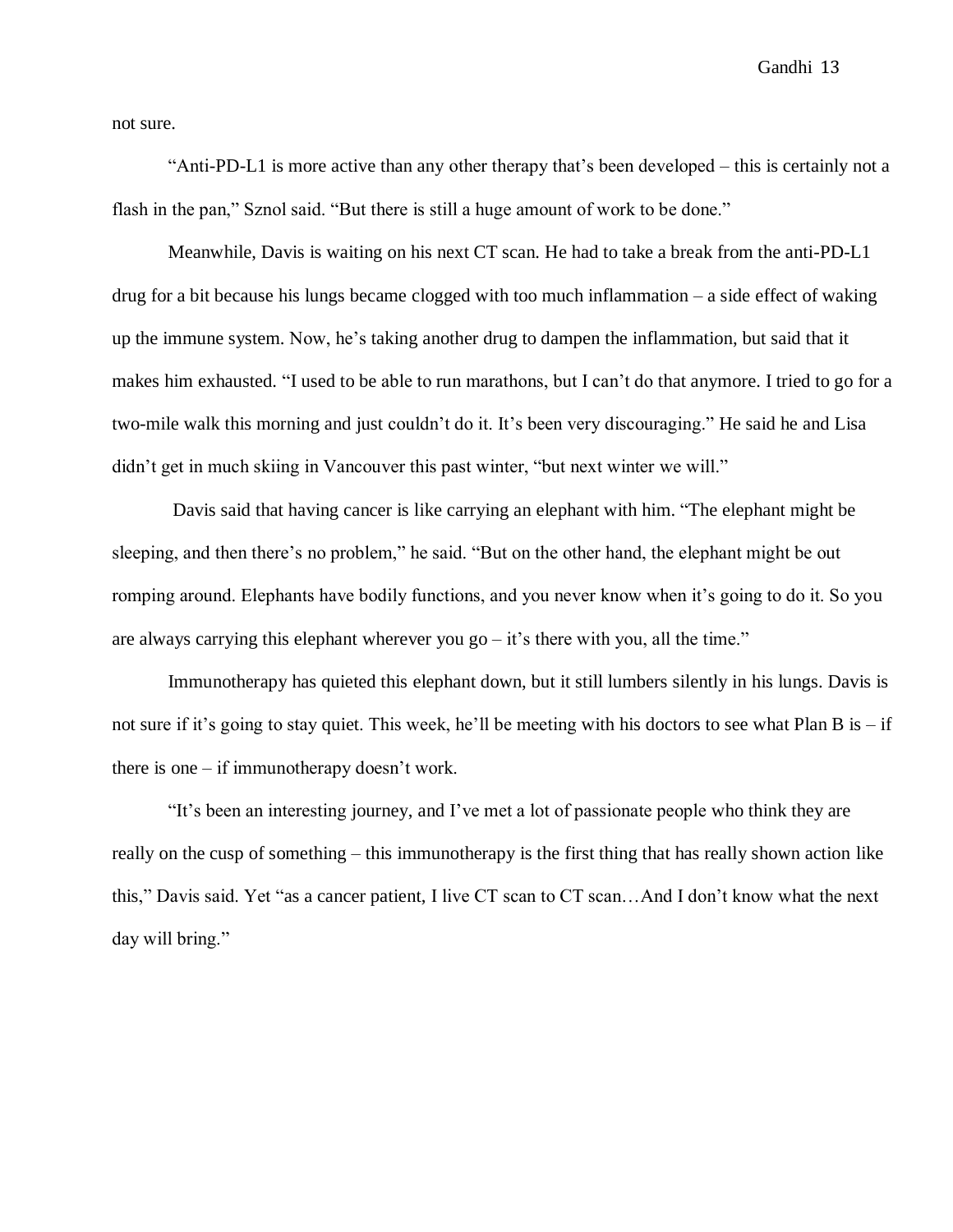not sure.

"Anti-PD-L1 is more active than any other therapy that's been developed – this is certainly not a flash in the pan," Sznol said. "But there is still a huge amount of work to be done."

Meanwhile, Davis is waiting on his next CT scan. He had to take a break from the anti-PD-L1 drug for a bit because his lungs became clogged with too much inflammation – a side effect of waking up the immune system. Now, he's taking another drug to dampen the inflammation, but said that it makes him exhausted. "I used to be able to run marathons, but I can't do that anymore. I tried to go for a two-mile walk this morning and just couldn't do it. It's been very discouraging." He said he and Lisa didn't get in much skiing in Vancouver this past winter, "but next winter we will."

Davis said that having cancer is like carrying an elephant with him. "The elephant might be sleeping, and then there's no problem," he said. "But on the other hand, the elephant might be out romping around. Elephants have bodily functions, and you never know when it's going to do it. So you are always carrying this elephant wherever you go – it's there with you, all the time."

Immunotherapy has quieted this elephant down, but it still lumbers silently in his lungs. Davis is not sure if it's going to stay quiet. This week, he'll be meeting with his doctors to see what Plan B is – if there is one – if immunotherapy doesn't work.

"It's been an interesting journey, and I've met a lot of passionate people who think they are really on the cusp of something – this immunotherapy is the first thing that has really shown action like this," Davis said. Yet "as a cancer patient, I live CT scan to CT scan…And I don't know what the next day will bring."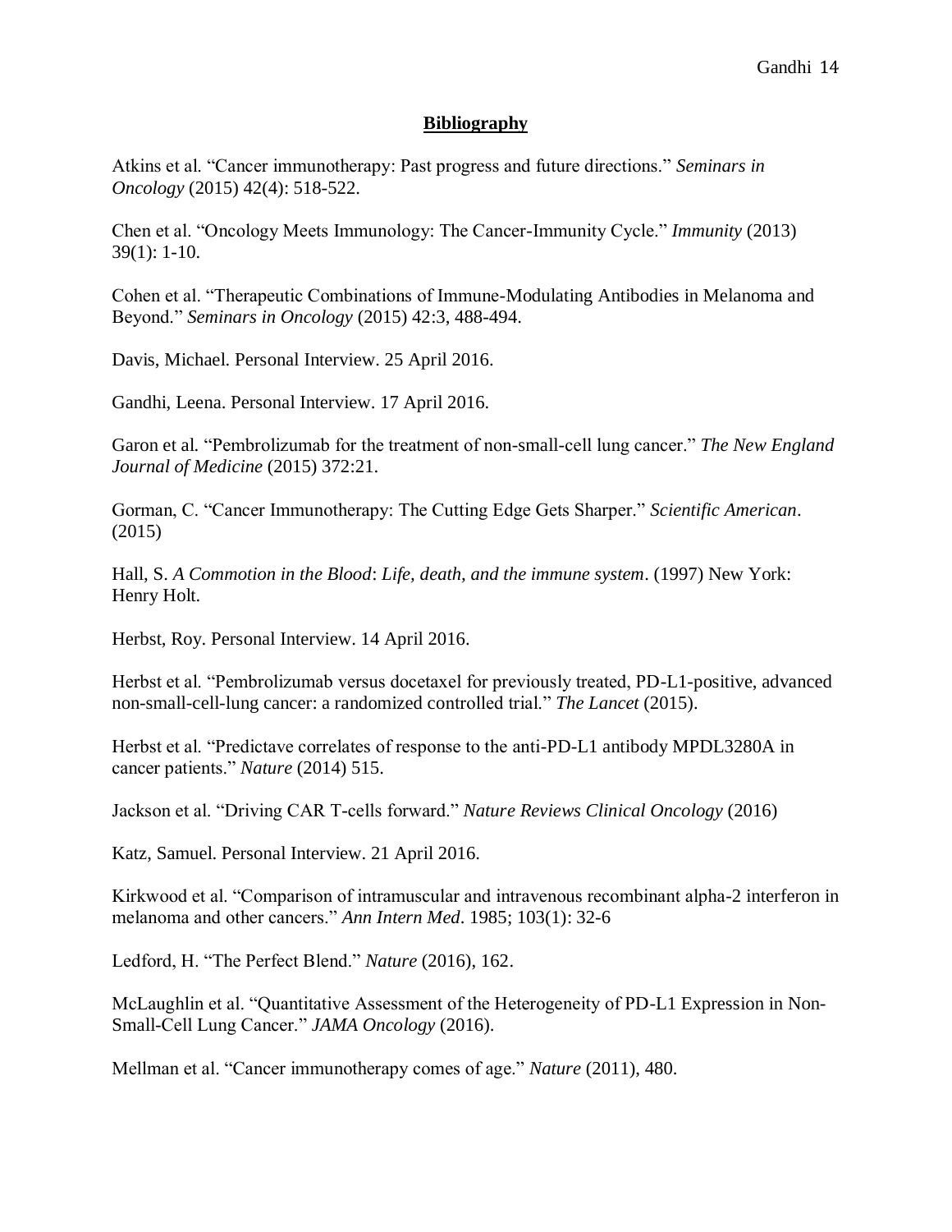## Bibliography

Atkins et al. "Cancer immunotherapy: Past progress and future directions." *Seminars in Oncology* (2015) 42(4): 518-522.

Chen et al. "Oncology Meets Immunology: The Cancer-Immunity Cycle." *Immunity* (2013) 39(1): 1-10.

Cohen et al. "Therapeutic Combinations of Immune-Modulating Antibodies in Melanoma and Beyond." *Seminars in Oncology* (2015) 42:3, 488-494.

Davis, Michael. Personal Interview. 25 April 2016.

Gandhi, Leena. Personal Interview. 17 April 2016.

Garon et al. "Pembrolizumab for the treatment of non-small-cell lung cancer." *The New England Journal of Medicine* (2015) 372:21.

Gorman, C. "Cancer Immunotherapy: The Cutting Edge Gets Sharper." *Scientific American*. (2015)

Hall, S. *A Commotion in the Blood*: *Life, death, and the immune system*. (1997) New York: Henry Holt.

Herbst, Roy. Personal Interview. 14 April 2016.

Herbst et al. "Pembrolizumab versus docetaxel for previously treated, PD-L1-positive, advanced non-small-cell-lung cancer: a randomized controlled trial." *The Lancet* (2015).

Herbst et al. "Predictave correlates of response to the anti-PD-L1 antibody MPDL3280A in cancer patients." *Nature* (2014) 515.

Jackson et al. "Driving CAR T-cells forward." *Nature Reviews Clinical Oncology* (2016)

Katz, Samuel. Personal Interview. 21 April 2016.

Kirkwood et al. "Comparison of intramuscular and intravenous recombinant alpha-2 interferon in melanoma and other cancers." *Ann Intern Med*. 1985; 103(1): 32-6

Ledford, H. "The Perfect Blend." *Nature* (2016), 162.

McLaughlin et al. "Quantitative Assessment of the Heterogeneity of PD-L1 Expression in Non-Small-Cell Lung Cancer." *JAMA Oncology* (2016).

Mellman et al. "Cancer immunotherapy comes of age." *Nature* (2011), 480.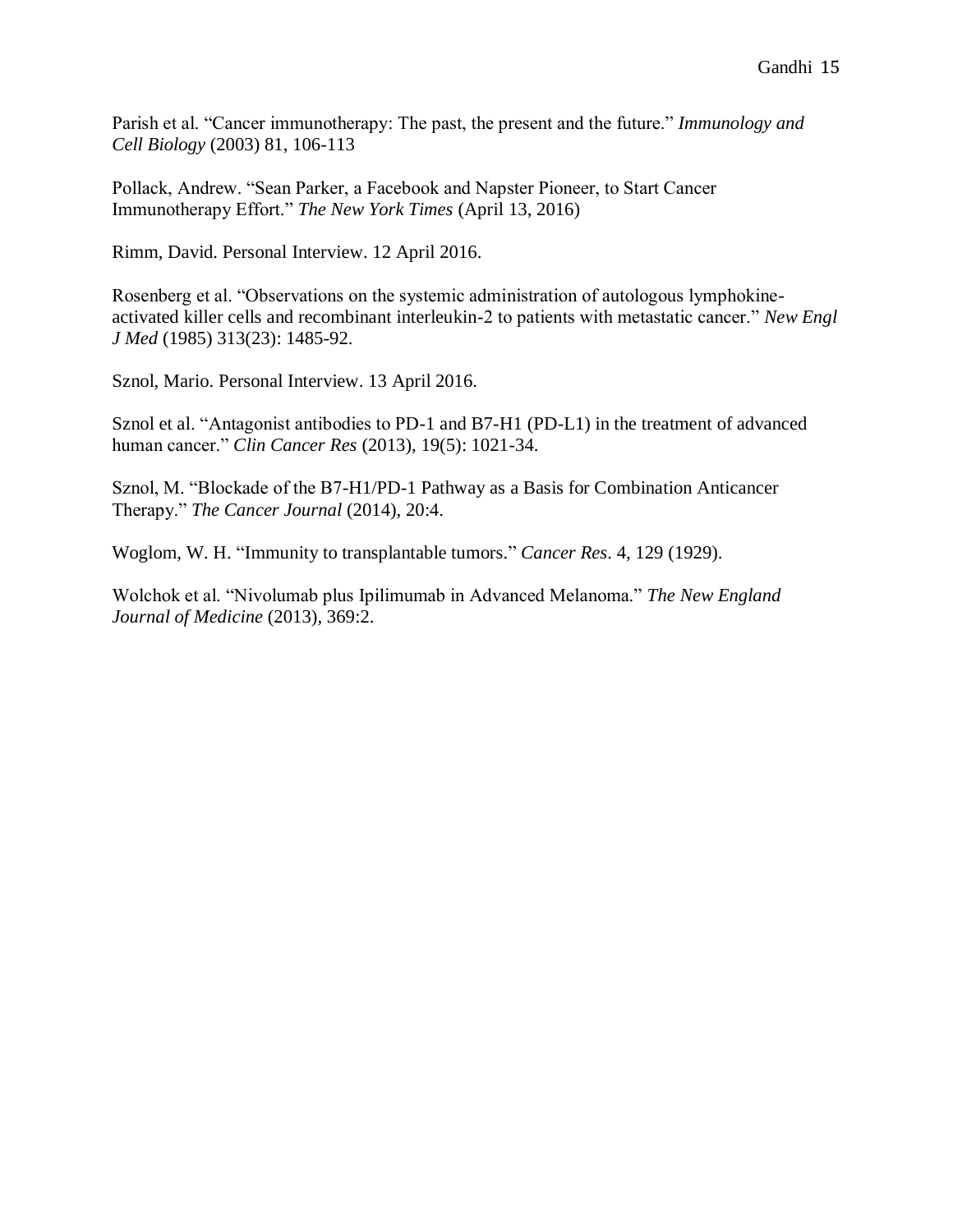Parish et al. "Cancer immunotherapy: The past, the present and the future." *Immunology and Cell Biology* (2003) 81, 106-113

Pollack, Andrew. "Sean Parker, a Facebook and Napster Pioneer, to Start Cancer Immunotherapy Effort." *The New York Times* (April 13, 2016)

Rimm, David. Personal Interview. 12 April 2016.

Rosenberg et al. "Observations on the systemic administration of autologous lymphokine-activated killer cells and recombinant interleukin-2 to patients with metastatic cancer." *New Engl J Med* (1985) 313(23): 1485-92.

Sznol, Mario. Personal Interview. 13 April 2016.

Sznol et al. "Antagonist antibodies to PD-1 and B7-H1 (PD-L1) in the treatment of advanced human cancer." *Clin Cancer Res* (2013), 19(5): 1021-34.

Sznol, M. "Blockade of the B7-H1/PD-1 Pathway as a Basis for Combination Anticancer Therapy." *The Cancer Journal* (2014), 20:4.

Woglom, W. H. "Immunity to transplantable tumors." *Cancer Res*. 4, 129 (1929).

Wolchok et al. "Nivolumab plus Ipilimumab in Advanced Melanoma." *The New England Journal of Medicine* (2013), 369:2.